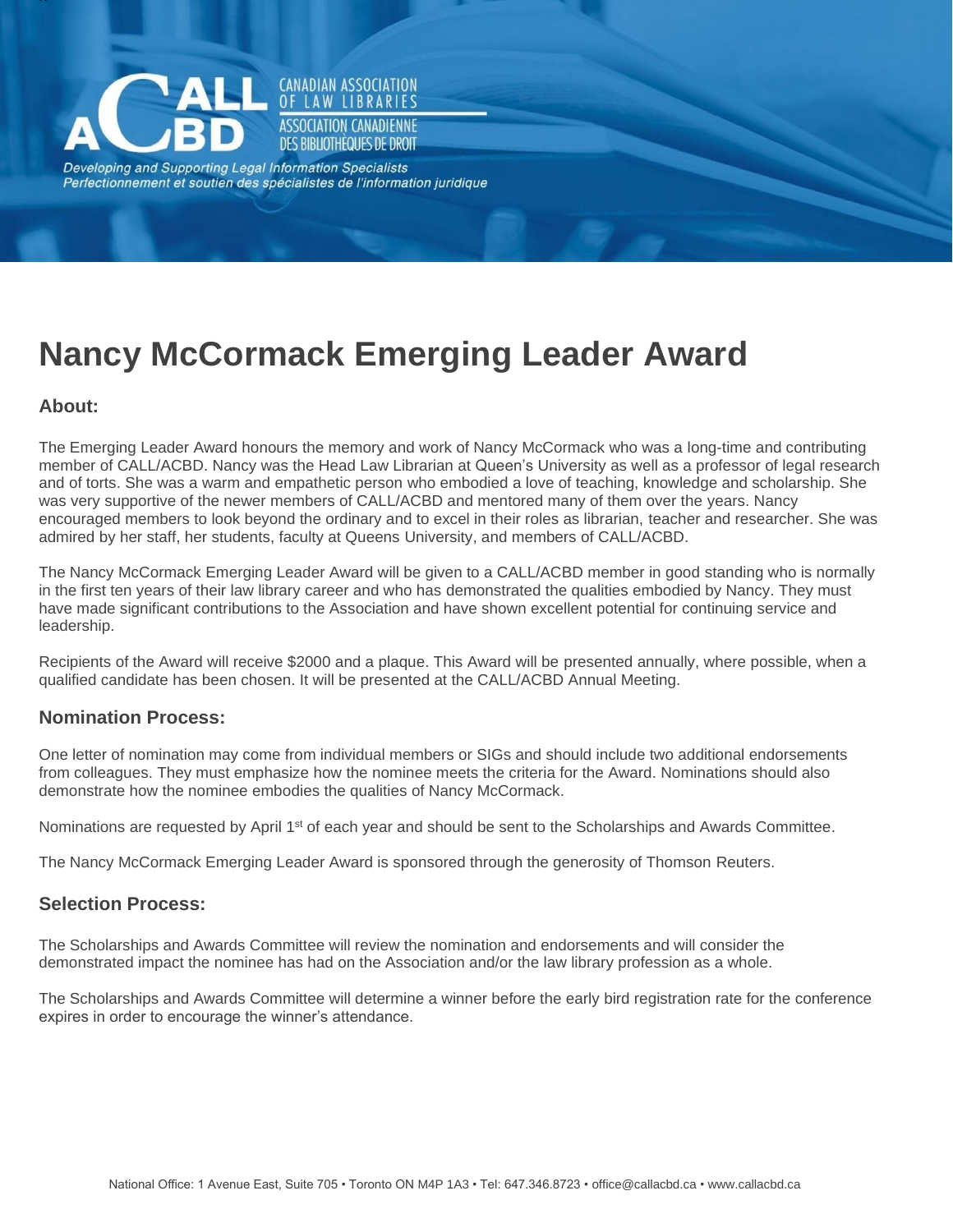CANADIAN ASSOCIATION OF LAW LIBRARIES
ASSOCIATION CANADIENNE DES BIBLIOTHÈQUES DE DROIT

*Developing and Supporting Legal Information Specialists*
*Perfectionnement et soutien des spécialistes de l'information juridique*

# Nancy McCormack Emerging Leader Award

## About:

The Emerging Leader Award honours the memory and work of Nancy McCormack who was a long-time and contributing member of CALL/ACBD. Nancy was the Head Law Librarian at Queen's University as well as a professor of legal research and of torts. She was a warm and empathetic person who embodied a love of teaching, knowledge and scholarship. She was very supportive of the newer members of CALL/ACBD and mentored many of them over the years. Nancy encouraged members to look beyond the ordinary and to excel in their roles as librarian, teacher and researcher. She was admired by her staff, her students, faculty at Queens University, and members of CALL/ACBD.

The Nancy McCormack Emerging Leader Award will be given to a CALL/ACBD member in good standing who is normally in the first ten years of their law library career and who has demonstrated the qualities embodied by Nancy. They must have made significant contributions to the Association and have shown excellent potential for continuing service and leadership.

Recipients of the Award will receive $2000 and a plaque. This Award will be presented annually, where possible, when a qualified candidate has been chosen. It will be presented at the CALL/ACBD Annual Meeting.

## Nomination Process:

One letter of nomination may come from individual members or SIGs and should include two additional endorsements from colleagues. They must emphasize how the nominee meets the criteria for the Award. Nominations should also demonstrate how the nominee embodies the qualities of Nancy McCormack.

Nominations are requested by April 1st of each year and should be sent to the Scholarships and Awards Committee.

The Nancy McCormack Emerging Leader Award is sponsored through the generosity of Thomson Reuters.

## Selection Process:

The Scholarships and Awards Committee will review the nomination and endorsements and will consider the demonstrated impact the nominee has had on the Association and/or the law library profession as a whole.

The Scholarships and Awards Committee will determine a winner before the early bird registration rate for the conference expires in order to encourage the winner's attendance.

National Office: 1 Avenue East, Suite 705 • Toronto ON M4P 1A3 • Tel: 647.346.8723 • office@callacbd.ca • www.callacbd.ca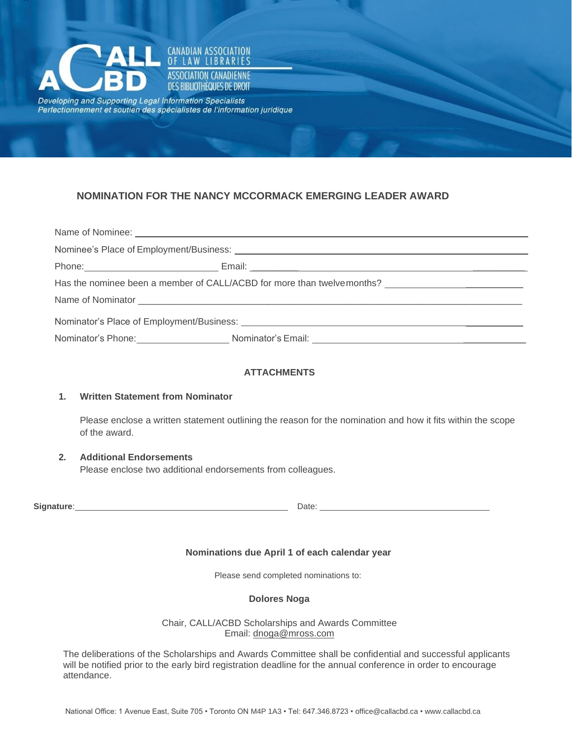CANADIAN ASSOCIATION OF LAW LIBRARIES
ASSOCIATION CANADIENNE DES BIBLIOTHÈQUES DE DROIT

*Developing and Supporting Legal Information Specialists*
*Perfectionnement et soutien des spécialistes de l'information juridique*

## NOMINATION FOR THE NANCY MCCORMACK EMERGING LEADER AWARD

Name of Nominee: ______________________________________________

Nominee's Place of Employment/Business: ______________________________________________

Phone: ____________________ Email: ______________________________________________

Has the nominee been a member of CALL/ACBD for more than twelve months? ____________________

Name of Nominator ______________________________________________

Nominator's Place of Employment/Business: ______________________________________________

Nominator's Phone: ____________________ Nominator's Email: ____________________

### ATTACHMENTS

1. **Written Statement from Nominator**

   Please enclose a written statement outlining the reason for the nomination and how it fits within the scope of the award.

2. **Additional Endorsements**

   Please enclose two additional endorsements from colleagues.

**Signature**: ______________________________ Date: ______________________________

**Nominations due April 1 of each calendar year**

Please send completed nominations to:

**Dolores Noga**

Chair, CALL/ACBD Scholarships and Awards Committee
Email: dnoga@mross.com

The deliberations of the Scholarships and Awards Committee shall be confidential and successful applicants will be notified prior to the early bird registration deadline for the annual conference in order to encourage attendance.

National Office: 1 Avenue East, Suite 705 • Toronto ON M4P 1A3 • Tel: 647.346.8723 • office@callacbd.ca • www.callacbd.ca